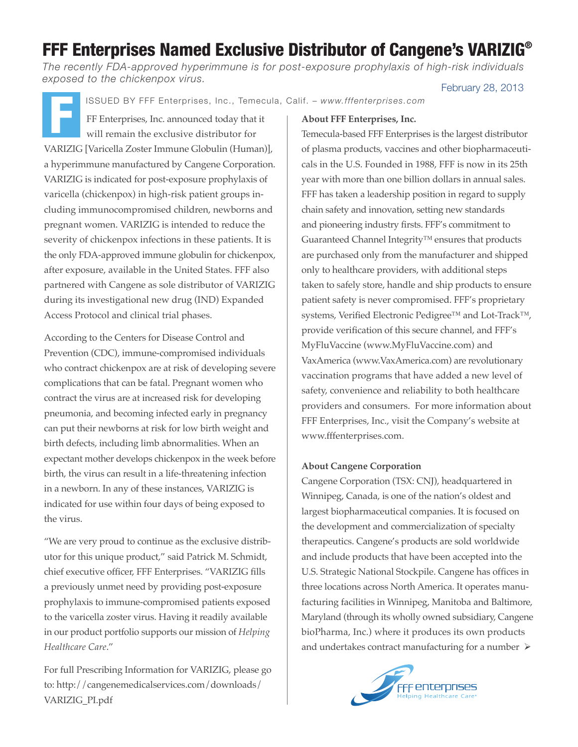# FFF Enterprises Named Exclusive Distributor of Cangene's VARIZIG®

*The recently FDA-approved hyperimmune is for post-exposure prophylaxis of high-risk individuals exposed to the chickenpox virus.*

February 28, 2013

ISSUED BY FFF Enterprises, Inc., Temecula, Calif. – *www.fffenterprises.com*

FFF Enterprises, Inc. announced today that it will remain the exclusive distributor for VARIZIG [Varicella Zoster Immune Globulin (Human)], a hyperimmune manufactured by Cangene Corporation. VARIZIG is indicated for post-exposure prophylaxis of varicella (chickenpox) in high-risk patient groups including immunocompromised children, newborns and pregnant women. VARIZIG is intended to reduce the severity of chickenpox infections in these patients. It is the only FDA-approved immune globulin for chickenpox, after exposure, available in the United States. FFF also partnered with Cangene as sole distributor of VARIZIG during its investigational new drug (IND) Expanded Access Protocol and clinical trial phases.

According to the Centers for Disease Control and Prevention (CDC), immune-compromised individuals who contract chickenpox are at risk of developing severe complications that can be fatal. Pregnant women who contract the virus are at increased risk for developing pneumonia, and becoming infected early in pregnancy can put their newborns at risk for low birth weight and birth defects, including limb abnormalities. When an expectant mother develops chickenpox in the week before birth, the virus can result in a life-threatening infection in a newborn. In any of these instances, VARIZIG is indicated for use within four days of being exposed to the virus.

"We are very proud to continue as the exclusive distributor for this unique product," said Patrick M. Schmidt, chief executive officer, FFF Enterprises. "VARIZIG fills a previously unmet need by providing post-exposure prophylaxis to immune-compromised patients exposed to the varicella zoster virus. Having it readily available in our product portfolio supports our mission of *Helping Healthcare Care*."

For full Prescribing Information for VARIZIG, please go to: http://cangenemedicalservices.com/downloads/VARIZIG_PI.pdf

**About FFF Enterprises, Inc.**

Temecula-based FFF Enterprises is the largest distributor of plasma products, vaccines and other biopharmaceuticals in the U.S. Founded in 1988, FFF is now in its 25th year with more than one billion dollars in annual sales. FFF has taken a leadership position in regard to supply chain safety and innovation, setting new standards and pioneering industry firsts. FFF's commitment to Guaranteed Channel Integrity™ ensures that products are purchased only from the manufacturer and shipped only to healthcare providers, with additional steps taken to safely store, handle and ship products to ensure patient safety is never compromised. FFF's proprietary systems, Verified Electronic Pedigree™ and Lot-Track™, provide verification of this secure channel, and FFF's MyFluVaccine (www.MyFluVaccine.com) and VaxAmerica (www.VaxAmerica.com) are revolutionary vaccination programs that have added a new level of safety, convenience and reliability to both healthcare providers and consumers. For more information about FFF Enterprises, Inc., visit the Company's website at www.fffenterprises.com.

**About Cangene Corporation**

Cangene Corporation (TSX: CNJ), headquartered in Winnipeg, Canada, is one of the nation's oldest and largest biopharmaceutical companies. It is focused on the development and commercialization of specialty therapeutics. Cangene's products are sold worldwide and include products that have been accepted into the U.S. Strategic National Stockpile. Cangene has offices in three locations across North America. It operates manufacturing facilities in Winnipeg, Manitoba and Baltimore, Maryland (through its wholly owned subsidiary, Cangene bioPharma, Inc.) where it produces its own products and undertakes contract manufacturing for a number ➢

FFF enterprises
Helping Healthcare Care®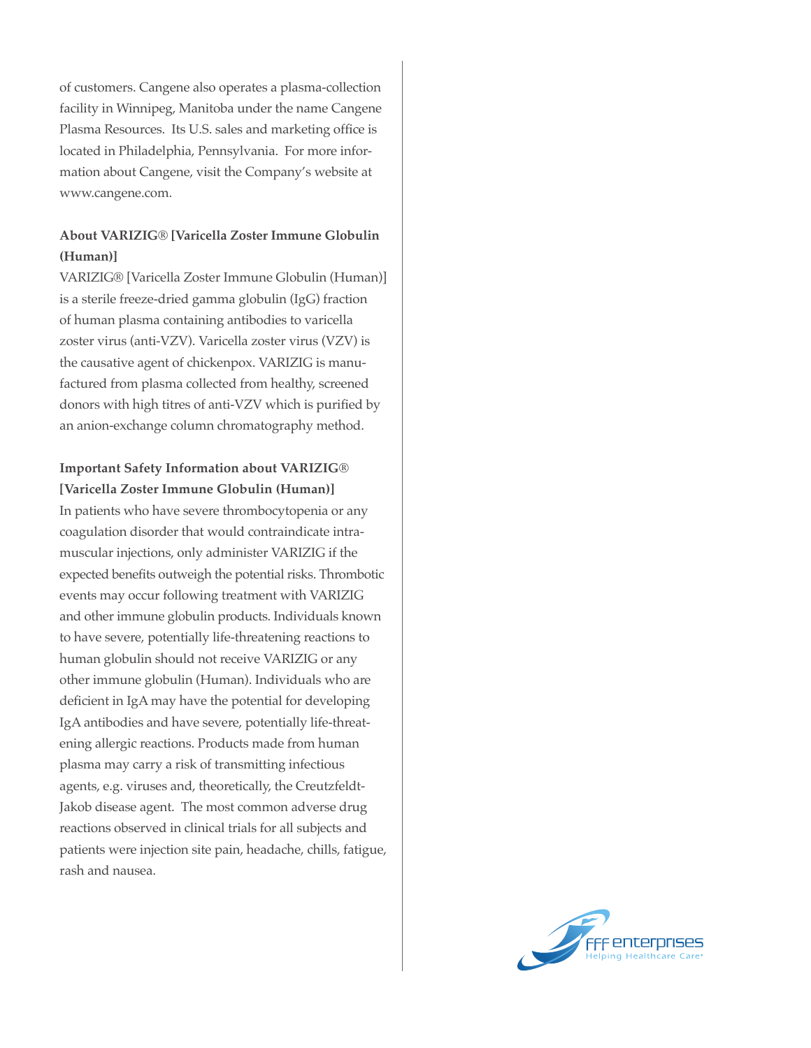of customers. Cangene also operates a plasma-collection facility in Winnipeg, Manitoba under the name Cangene Plasma Resources. Its U.S. sales and marketing office is located in Philadelphia, Pennsylvania. For more information about Cangene, visit the Company's website at www.cangene.com.

**About VARIZIG® [Varicella Zoster Immune Globulin (Human)]**

VARIZIG® [Varicella Zoster Immune Globulin (Human)] is a sterile freeze-dried gamma globulin (IgG) fraction of human plasma containing antibodies to varicella zoster virus (anti-VZV). Varicella zoster virus (VZV) is the causative agent of chickenpox. VARIZIG is manufactured from plasma collected from healthy, screened donors with high titres of anti-VZV which is purified by an anion-exchange column chromatography method.

**Important Safety Information about VARIZIG® [Varicella Zoster Immune Globulin (Human)]**

In patients who have severe thrombocytopenia or any coagulation disorder that would contraindicate intramuscular injections, only administer VARIZIG if the expected benefits outweigh the potential risks. Thrombotic events may occur following treatment with VARIZIG and other immune globulin products. Individuals known to have severe, potentially life-threatening reactions to human globulin should not receive VARIZIG or any other immune globulin (Human). Individuals who are deficient in IgA may have the potential for developing IgA antibodies and have severe, potentially life-threatening allergic reactions. Products made from human plasma may carry a risk of transmitting infectious agents, e.g. viruses and, theoretically, the Creutzfeldt-Jakob disease agent. The most common adverse drug reactions observed in clinical trials for all subjects and patients were injection site pain, headache, chills, fatigue, rash and nausea.

FFF enterprises
Helping Healthcare Care®